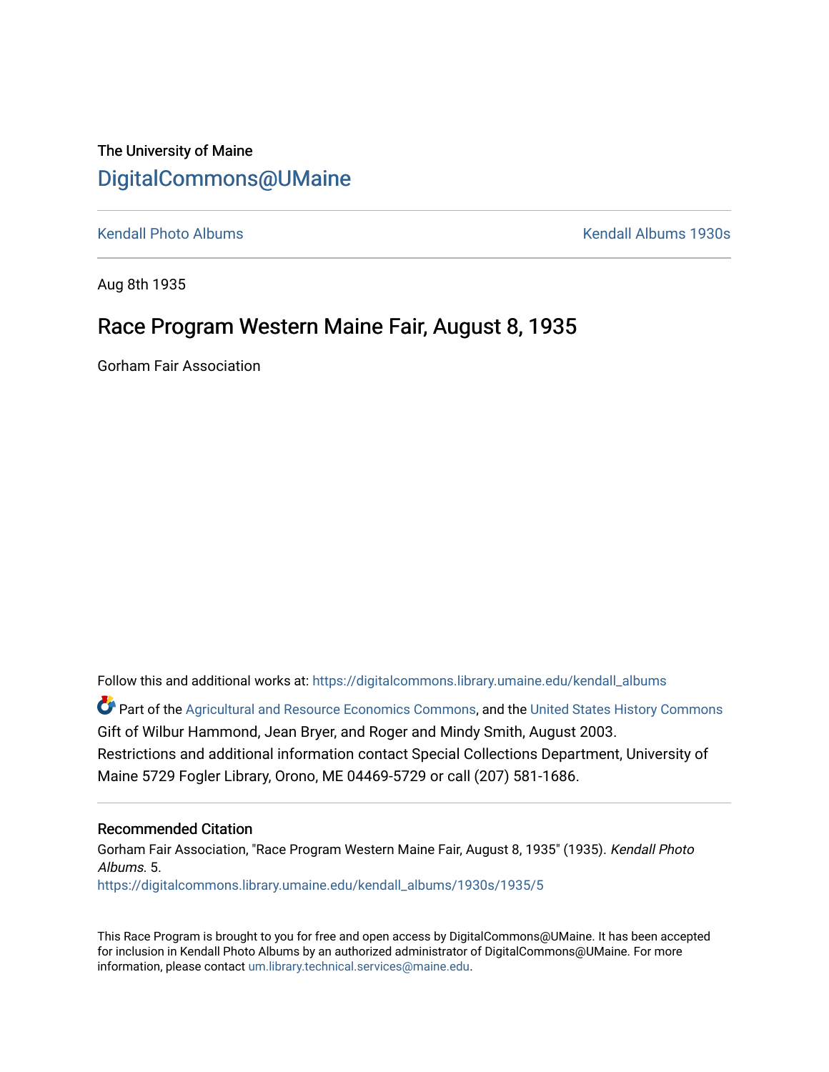The University of Maine

# DigitalCommons@UMaine

Kendall Photo Albums | Kendall Albums 1930s

Aug 8th 1935

## Race Program Western Maine Fair, August 8, 1935

Gorham Fair Association

Follow this and additional works at: https://digitalcommons.library.umaine.edu/kendall_albums

Part of the Agricultural and Resource Economics Commons, and the United States History Commons

Gift of Wilbur Hammond, Jean Bryer, and Roger and Mindy Smith, August 2003.

Restrictions and additional information contact Special Collections Department, University of Maine 5729 Fogler Library, Orono, ME 04469-5729 or call (207) 581-1686.

### Recommended Citation

Gorham Fair Association, "Race Program Western Maine Fair, August 8, 1935" (1935). *Kendall Photo Albums*. 5.
https://digitalcommons.library.umaine.edu/kendall_albums/1930s/1935/5

This Race Program is brought to you for free and open access by DigitalCommons@UMaine. It has been accepted for inclusion in Kendall Photo Albums by an authorized administrator of DigitalCommons@UMaine. For more information, please contact um.library.technical.services@maine.edu.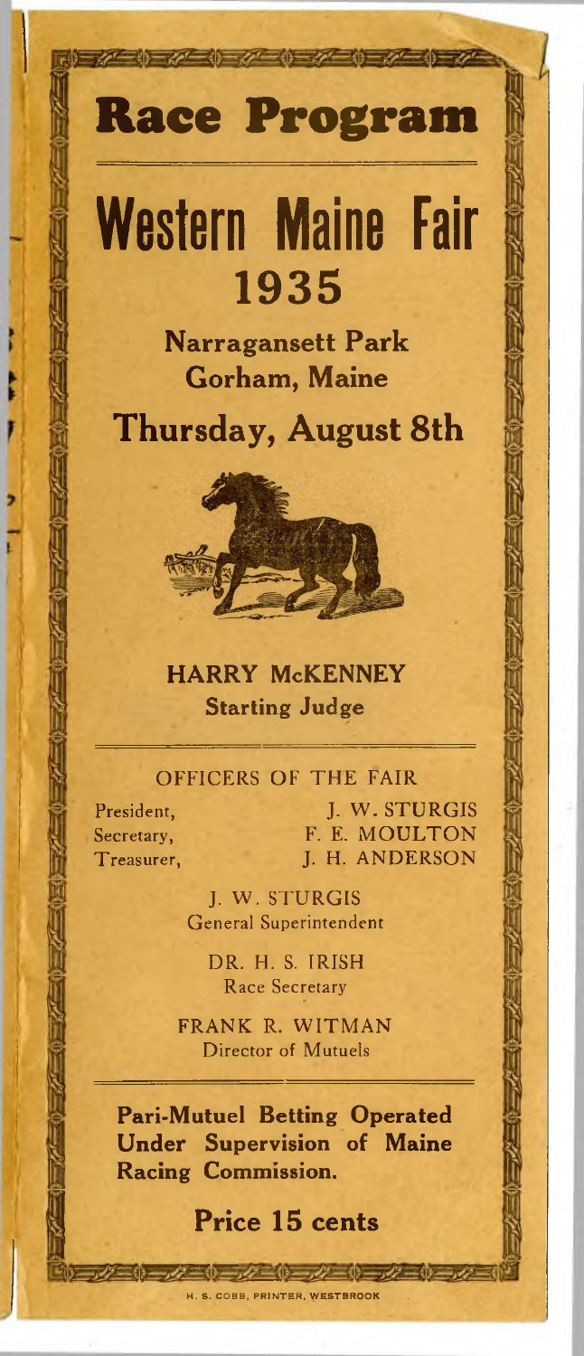# Race Program

# Western Maine Fair
## 1935

**Narragansett Park**
**Gorham, Maine**

## Thursday, August 8th

**HARRY McKENNEY**
**Starting Judge**

OFFICERS OF THE FAIR

| | |
|---|---|
| President, | J. W. STURGIS |
| Secretary, | F. E. MOULTON |
| Treasurer, | J. H. ANDERSON |

J. W. STURGIS
General Superintendent

DR. H. S. IRISH
Race Secretary

FRANK R. WITMAN
Director of Mutuels

**Pari-Mutuel Betting Operated Under Supervision of Maine Racing Commission.**

**Price 15 cents**

H. S. COBB, PRINTER, WESTBROOK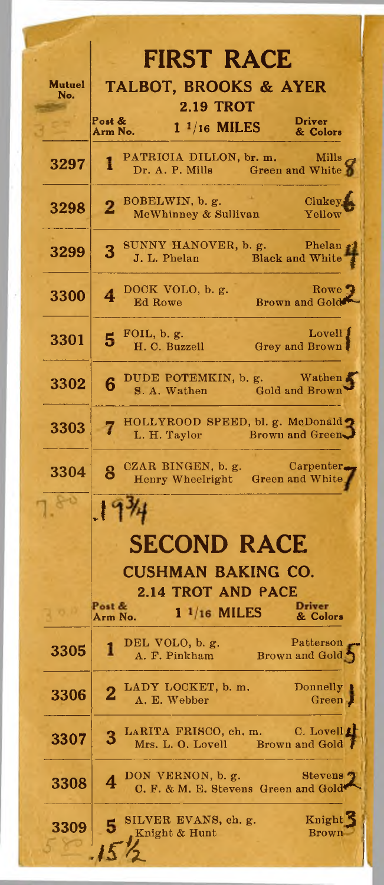# FIRST RACE

## TALBOT, BROOKS & AYER

### 2.19 TROT

| Mutuel No. | Post & Arm No. | 1 1/16 MILES | Driver & Colors |
|---|---|---|---|
| 3297 | 1 | PATRICIA DILLON, br. m. Dr. A. P. Mills | Mills Green and White 8 |
| 3298 | 2 | BOBELWIN, b. g. McWhinney & Sullivan | Clukey Yellow 6 |
| 3299 | 3 | SUNNY HANOVER, b. g. J. L. Phelan | Phelan Black and White 4 |
| 3300 | 4 | DOCK VOLO, b. g. Ed Rowe | Rowe Brown and Gold 2 |
| 3301 | 5 | FOIL, b. g. H. C. Buzzell | Lovell Grey and Brown 1 |
| 3302 | 6 | DUDE POTEMKIN, b. g. S. A. Wathen | Wathen Gold and Brown 5 |
| 3303 | 7 | HOLLYROOD SPEED, bl. g. L. H. Taylor | McDonald Brown and Green 3 |
| 3304 | 8 | CZAR BINGEN, b. g. Henry Wheelright | Carpenter Green and White 7 |

7.80 .19¾

# SECOND RACE

## CUSHMAN BAKING CO.

### 2.14 TROT AND PACE

| Mutuel No. | Post & Arm No. | 1 1/16 MILES | Driver & Colors |
|---|---|---|---|
| 3305 | 1 | DEL VOLO, b. g. A. F. Pinkham | Patterson Brown and Gold 5 |
| 3306 | 2 | LADY LOCKET, b. m. A. E. Webber | Donnelly Green 1 |
| 3307 | 3 | LARITA FRISCO, ch. m. Mrs. L. O. Lovell | C. Lovell Brown and Gold 4 |
| 3308 | 4 | DON VERNON, b. g. C. F. & M. E. Stevens | Stevens Green and Gold 2 |
| 3309 | 5 | SILVER EVANS, ch. g. Knight & Hunt | Knight Brown 3 |

5.80 .15½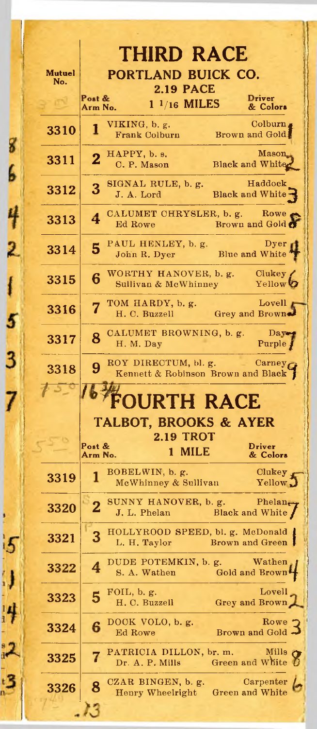# THIRD RACE

## PORTLAND BUICK CO.

### 2.19 PACE

| Mutuel No. | Post & Arm No. | 1 1/16 MILES | Driver & Colors |
|---|---|---|---|
| 3310 | 1 | VIKING, b. g.<br>Frank Colburn | Colburn<br>Brown and Gold |
| 3311 | 2 | HAPPY, b. s.<br>C. P. Mason | Mason<br>Black and White |
| 3312 | 3 | SIGNAL RULE, b. g.<br>J. A. Lord | Haddock<br>Black and White |
| 3313 | 4 | CALUMET CHRYSLER, b. g.<br>Ed Rowe | Rowe<br>Brown and Gold |
| 3314 | 5 | PAUL HENLEY, b. g.<br>John R. Dyer | Dyer<br>Blue and White |
| 3315 | 6 | WORTHY HANOVER, b. g.<br>Sullivan & McWhinney | Clukey<br>Yellow |
| 3316 | 7 | TOM HARDY, b. g.<br>H. C. Buzzell | Lovell<br>Grey and Brown |
| 3317 | 8 | CALUMET BROWNING, b. g.<br>H. M. Day | Day<br>Purple |
| 3318 | 9 | ROY DIRECTUM, bl. g.<br>Kennett & Robinson | Carney<br>Brown and Black |

# FOURTH RACE

## TALBOT, BROOKS & AYER

### 2.19 TROT

| Mutuel No. | Post & Arm No. | 1 MILE | Driver & Colors |
|---|---|---|---|
| 3319 | 1 | BOBELWIN, b. g.<br>McWhinney & Sullivan | Clukey<br>Yellow |
| 3320 | 2 | SUNNY HANOVER, b. g.<br>J. L. Phelan | Phelan<br>Black and White |
| 3321 | 3 | HOLLYROOD SPEED, bl. g.<br>L. H. Taylor | McDonald<br>Brown and Green |
| 3322 | 4 | DUDE POTEMKIN, b. g.<br>S. A. Wathen | Wathen<br>Gold and Brown |
| 3323 | 5 | FOIL, b. g.<br>H. C. Buzzell | Lovell<br>Grey and Brown |
| 3324 | 6 | DOCK VOLO, b. g.<br>Ed Rowe | Rowe<br>Brown and Gold |
| 3325 | 7 | PATRICIA DILLON, br. m.<br>Dr. A. P. Mills | Mills<br>Green and White |
| 3326 | 8 | CZAR BINGEN, b. g.<br>Henry Wheelright | Carpenter<br>Green and White |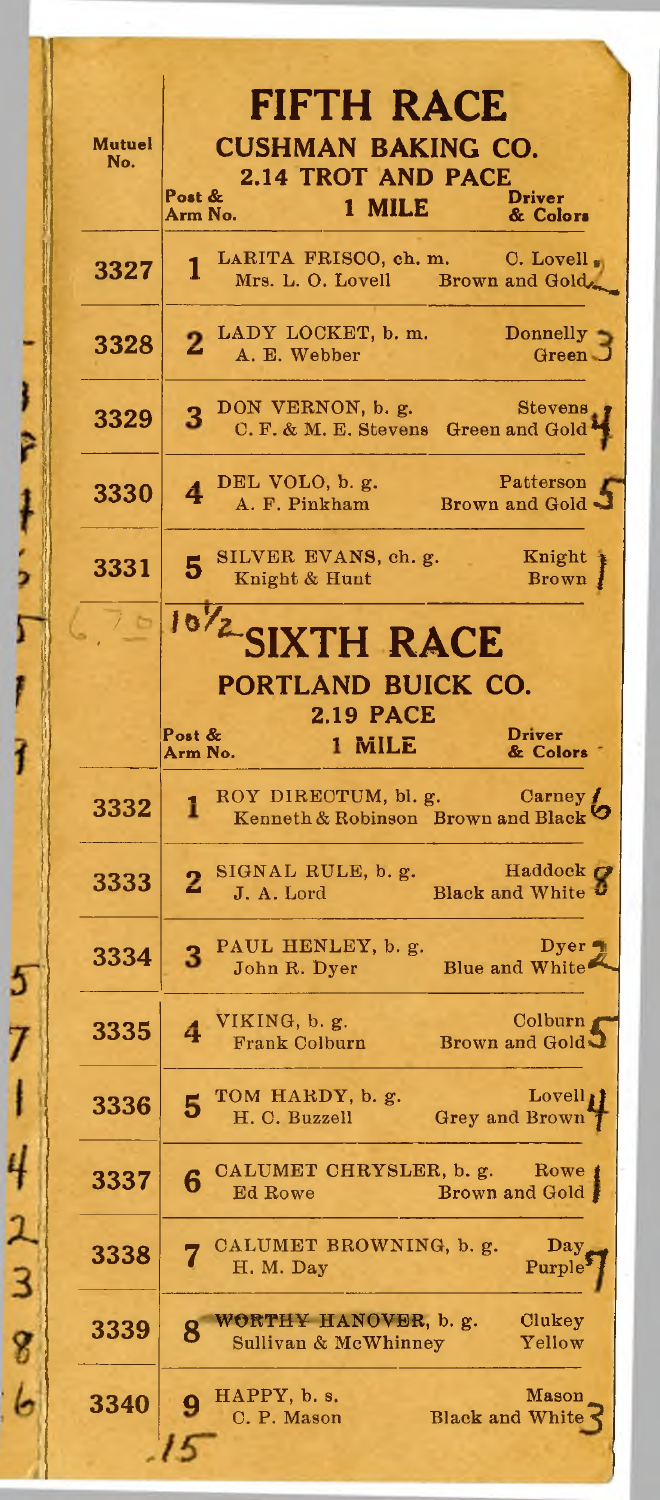# FIFTH RACE

## CUSHMAN BAKING CO.

### 2.14 TROT AND PACE

| Mutuel No. | Post & Arm No. | 1 MILE | Driver & Colors |
|---|---|---|---|
| 3327 | 1 | LARITA FRISCO, ch. m. — Mrs. L. O. Lovell | C. Lovell — Brown and Gold |
| 3328 | 2 | LADY LOCKET, b. m. — A. E. Webber | Donnelly — Green |
| 3329 | 3 | DON VERNON, b. g. — C. F. & M. E. Stevens | Stevens — Green and Gold |
| 3330 | 4 | DEL VOLO, b. g. — A. F. Pinkham | Patterson — Brown and Gold |
| 3331 | 5 | SILVER EVANS, ch. g. — Knight & Hunt | Knight — Brown |

# SIXTH RACE

## PORTLAND BUICK CO.

### 2.19 PACE

| Mutuel No. | Post & Arm No. | 1 MILE | Driver & Colors |
|---|---|---|---|
| 3332 | 1 | ROY DIRECTUM, bl. g. — Kenneth & Robinson | Carney — Brown and Black |
| 3333 | 2 | SIGNAL RULE, b. g. — J. A. Lord | Haddock — Black and White |
| 3334 | 3 | PAUL HENLEY, b. g. — John R. Dyer | Dyer — Blue and White |
| 3335 | 4 | VIKING, b. g. — Frank Colburn | Colburn — Brown and Gold |
| 3336 | 5 | TOM HARDY, b. g. — H. C. Buzzell | Lovell — Grey and Brown |
| 3337 | 6 | CALUMET CHRYSLER, b. g. — Ed Rowe | Rowe — Brown and Gold |
| 3338 | 7 | CALUMET BROWNING, b. g. — H. M. Day | Day — Purple |
| 3339 | 8 | ~~WORTHY HANOVER~~, b. g. — Sullivan & McWhinney | Clukey — Yellow |
| 3340 | 9 | HAPPY, b. s. — C. P. Mason | Mason — Black and White |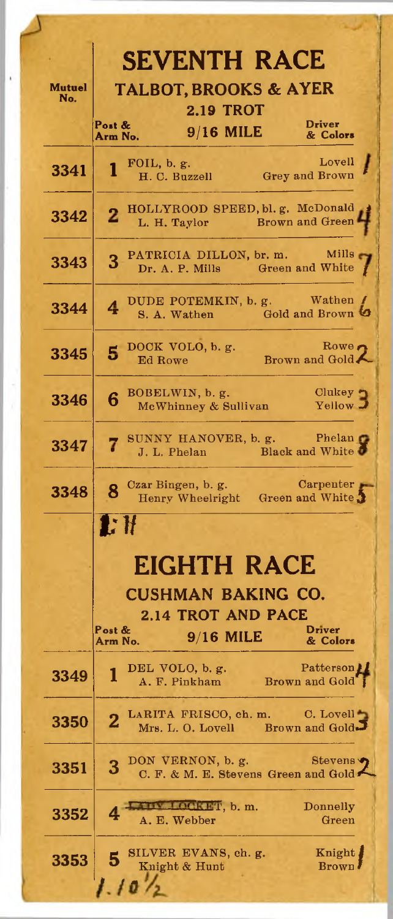## SEVENTH RACE

### TALBOT, BROOKS & AYER

**2.19 TROT**

| Mutuel No. | Post & Arm No. | 9/16 MILE | Driver & Colors | |
|---|---|---|---|---|
| 3341 | 1 | FOIL, b. g. H. C. Buzzell | Lovell Grey and Brown | 1 |
| 3342 | 2 | HOLLYROOD SPEED, bl. g. L. H. Taylor | McDonald Brown and Green | 4 |
| 3343 | 3 | PATRICIA DILLON, br. m. Dr. A. P. Mills | Mills Green and White | 7 |
| 3344 | 4 | DUDE POTEMKIN, b. g. S. A. Wathen | Wathen Gold and Brown | 6 |
| 3345 | 5 | DOCK VOLO, b. g. Ed Rowe | Rowe Brown and Gold | 2 |
| 3346 | 6 | BOBELWIN, b. g. McWhinney & Sullivan | Clukey Yellow | 3 |
| 3347 | 7 | SUNNY HANOVER, b. g. J. L. Phelan | Phelan Black and White | 8 |
| 3348 | 8 | Czar Bingen, b. g. Henry Wheelright | Carpenter Green and White | 5 |

1:11

## EIGHTH RACE

### CUSHMAN BAKING CO.

**2.14 TROT AND PACE**

| Mutuel No. | Post & Arm No. | 9/16 MILE | Driver & Colors | |
|---|---|---|---|---|
| 3349 | 1 | DEL VOLO, b. g. A. F. Pinkham | Patterson Brown and Gold | 4 |
| 3350 | 2 | LARITA FRISCO, ch. m. Mrs. L. O. Lovell | C. Lovell Brown and Gold | 3 |
| 3351 | 3 | DON VERNON, b. g. C. F. & M. E. Stevens | Stevens Green and Gold | 2 |
| 3352 | 4 | ~~LADY LOCKET~~, b. m. A. E. Webber | Donnelly Green | |
| 3353 | 5 | SILVER EVANS, ch. g. Knight & Hunt | Knight Brown | 1 |

1.10½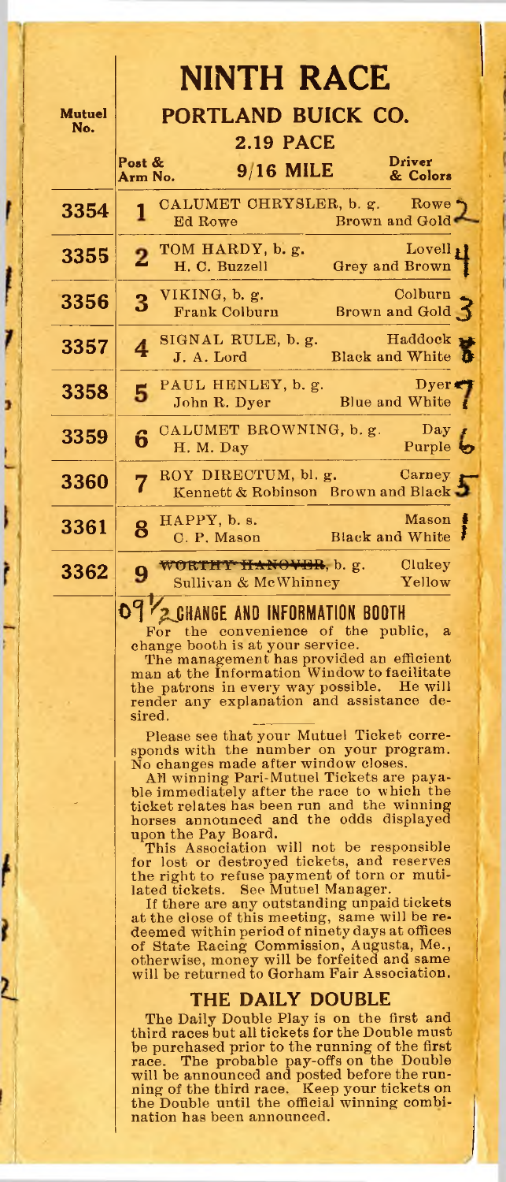# NINTH RACE

## PORTLAND BUICK CO.

### 2.19 PACE

### 9/16 MILE

| Mutuel No. | Post & Arm No. | Horse / Owner | Driver & Colors |
|---|---|---|---|
| 3354 | 1 | CALUMET CHRYSLER, b. g. Ed Rowe | Rowe Brown and Gold |
| 3355 | 2 | TOM HARDY, b. g. H. C. Buzzell | Lovell Grey and Brown |
| 3356 | 3 | VIKING, b. g. Frank Colburn | Colburn Brown and Gold |
| 3357 | 4 | SIGNAL RULE, b. g. J. A. Lord | Haddock Black and White |
| 3358 | 5 | PAUL HENLEY, b. g. John R. Dyer | Dyer Blue and White |
| 3359 | 6 | CALUMET BROWNING, b. g. H. M. Day | Day Purple |
| 3360 | 7 | ROY DIRECTUM, bl. g. Kennett & Robinson | Carney Brown and Black |
| 3361 | 8 | HAPPY, b. s. C. P. Mason | Mason Black and White |
| 3362 | 9 | ~~WORTHY HANOVER~~, b. g. Sullivan & McWhinney | Clukey Yellow |

09 1/2

## CHANGE AND INFORMATION BOOTH

For the convenience of the public, a change booth is at your service.

The management has provided an efficient man at the Information Window to facilitate the patrons in every way possible. He will render any explanation and assistance desired.

Please see that your Mutuel Ticket corresponds with the number on your program. No changes made after window closes.

All winning Pari-Mutuel Tickets are payable immediately after the race to which the ticket relates has been run and the winning horses announced and the odds displayed upon the Pay Board.

This Association will not be responsible for lost or destroyed tickets, and reserves the right to refuse payment of torn or mutilated tickets. See Mutuel Manager.

If there are any outstanding unpaid tickets at the close of this meeting, same will be redeemed within period of ninety days at offices of State Racing Commission, Augusta, Me., otherwise, money will be forfeited and same will be returned to Gorham Fair Association.

## THE DAILY DOUBLE

The Daily Double Play is on the first and third races but all tickets for the Double must be purchased prior to the running of the first race. The probable pay-offs on the Double will be announced and posted before the running of the third race. Keep your tickets on the Double until the official winning combination has been announced.